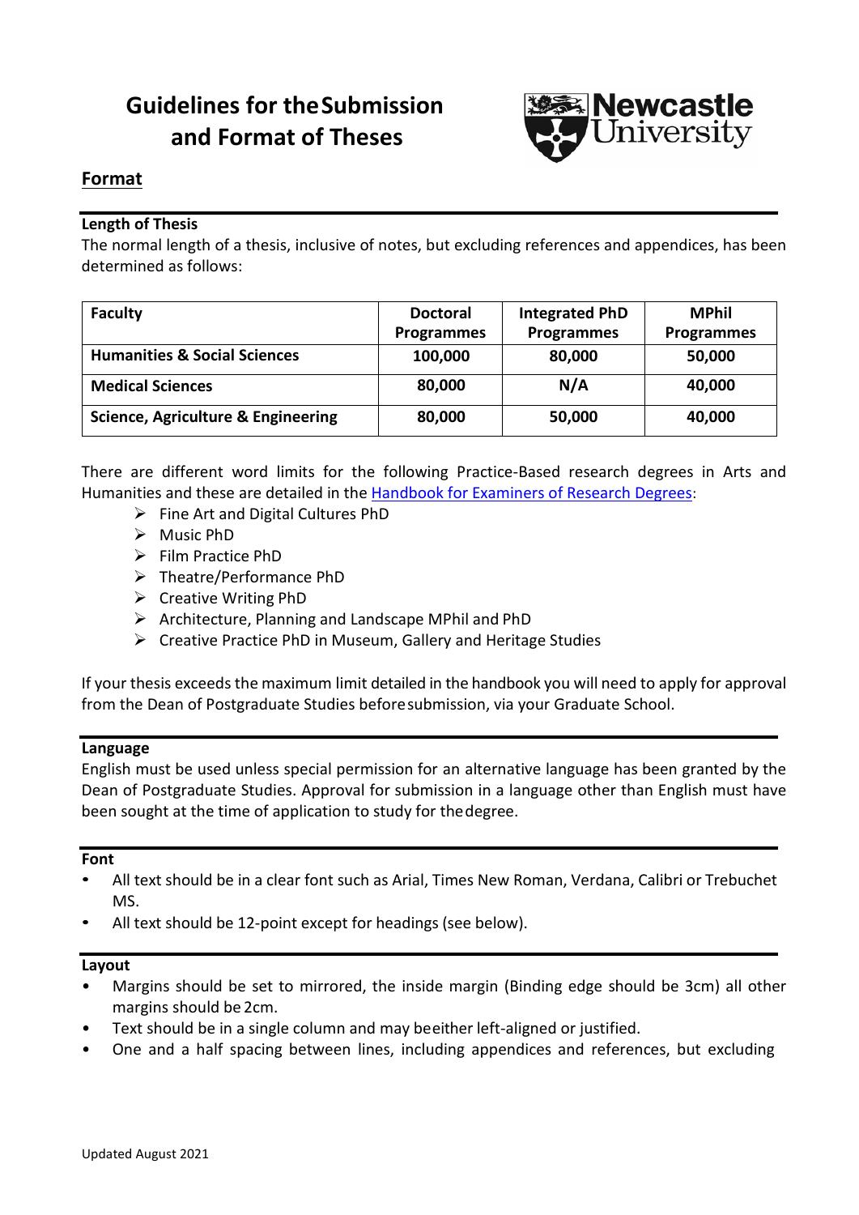# Guidelines for the Submission and Format of Theses

## Format

### Length of Thesis

The normal length of a thesis, inclusive of notes, but excluding references and appendices, has been determined as follows:

| Faculty | Doctoral Programmes | Integrated PhD Programmes | MPhil Programmes |
|---|---|---|---|
| **Humanities & Social Sciences** | **100,000** | **80,000** | **50,000** |
| **Medical Sciences** | **80,000** | **N/A** | **40,000** |
| **Science, Agriculture & Engineering** | **80,000** | **50,000** | **40,000** |

There are different word limits for the following Practice-Based research degrees in Arts and Humanities and these are detailed in the Handbook for Examiners of Research Degrees:

- Fine Art and Digital Cultures PhD
- Music PhD
- Film Practice PhD
- Theatre/Performance PhD
- Creative Writing PhD
- Architecture, Planning and Landscape MPhil and PhD
- Creative Practice PhD in Museum, Gallery and Heritage Studies

If your thesis exceeds the maximum limit detailed in the handbook you will need to apply for approval from the Dean of Postgraduate Studies before submission, via your Graduate School.

### Language

English must be used unless special permission for an alternative language has been granted by the Dean of Postgraduate Studies. Approval for submission in a language other than English must have been sought at the time of application to study for the degree.

### Font

- All text should be in a clear font such as Arial, Times New Roman, Verdana, Calibri or Trebuchet MS.
- All text should be 12-point except for headings (see below).

### Layout

- Margins should be set to mirrored, the inside margin (Binding edge should be 3cm) all other margins should be 2cm.
- Text should be in a single column and may be either left-aligned or justified.
- One and a half spacing between lines, including appendices and references, but excluding

Updated August 2021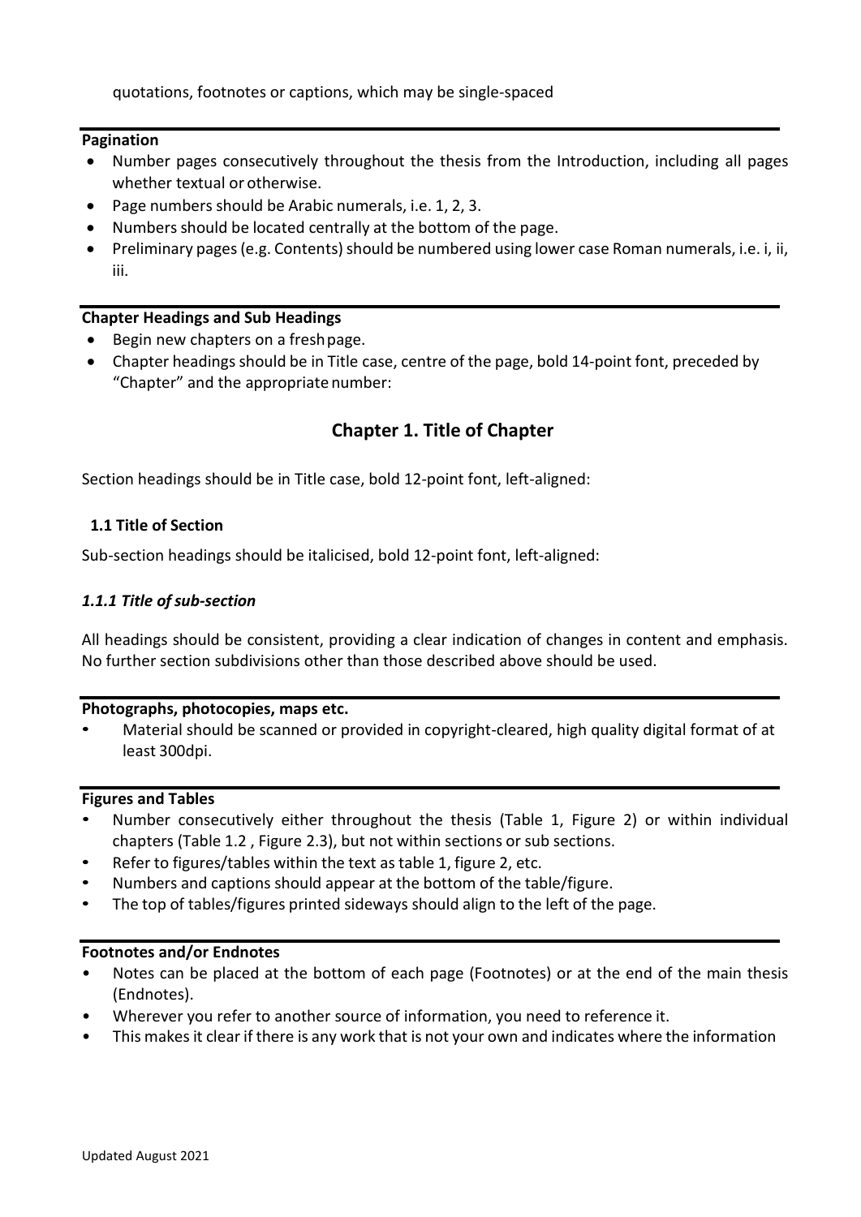quotations, footnotes or captions, which may be single-spaced

**Pagination**

- Number pages consecutively throughout the thesis from the Introduction, including all pages whether textual or otherwise.
- Page numbers should be Arabic numerals, i.e. 1, 2, 3.
- Numbers should be located centrally at the bottom of the page.
- Preliminary pages (e.g. Contents) should be numbered using lower case Roman numerals, i.e. i, ii, iii.

**Chapter Headings and Sub Headings**

- Begin new chapters on a fresh page.
- Chapter headings should be in Title case, centre of the page, bold 14-point font, preceded by "Chapter" and the appropriate number:

<center><b>Chapter 1. Title of Chapter</b></center>

Section headings should be in Title case, bold 12-point font, left-aligned:

**1.1 Title of Section**

Sub-section headings should be italicised, bold 12-point font, left-aligned:

***1.1.1 Title of sub-section***

All headings should be consistent, providing a clear indication of changes in content and emphasis. No further section subdivisions other than those described above should be used.

**Photographs, photocopies, maps etc.**

- Material should be scanned or provided in copyright-cleared, high quality digital format of at least 300dpi.

**Figures and Tables**

- Number consecutively either throughout the thesis (Table 1, Figure 2) or within individual chapters (Table 1.2 , Figure 2.3), but not within sections or sub sections.
- Refer to figures/tables within the text as table 1, figure 2, etc.
- Numbers and captions should appear at the bottom of the table/figure.
- The top of tables/figures printed sideways should align to the left of the page.

**Footnotes and/or Endnotes**

- Notes can be placed at the bottom of each page (Footnotes) or at the end of the main thesis (Endnotes).
- Wherever you refer to another source of information, you need to reference it.
- This makes it clear if there is any work that is not your own and indicates where the information

Updated August 2021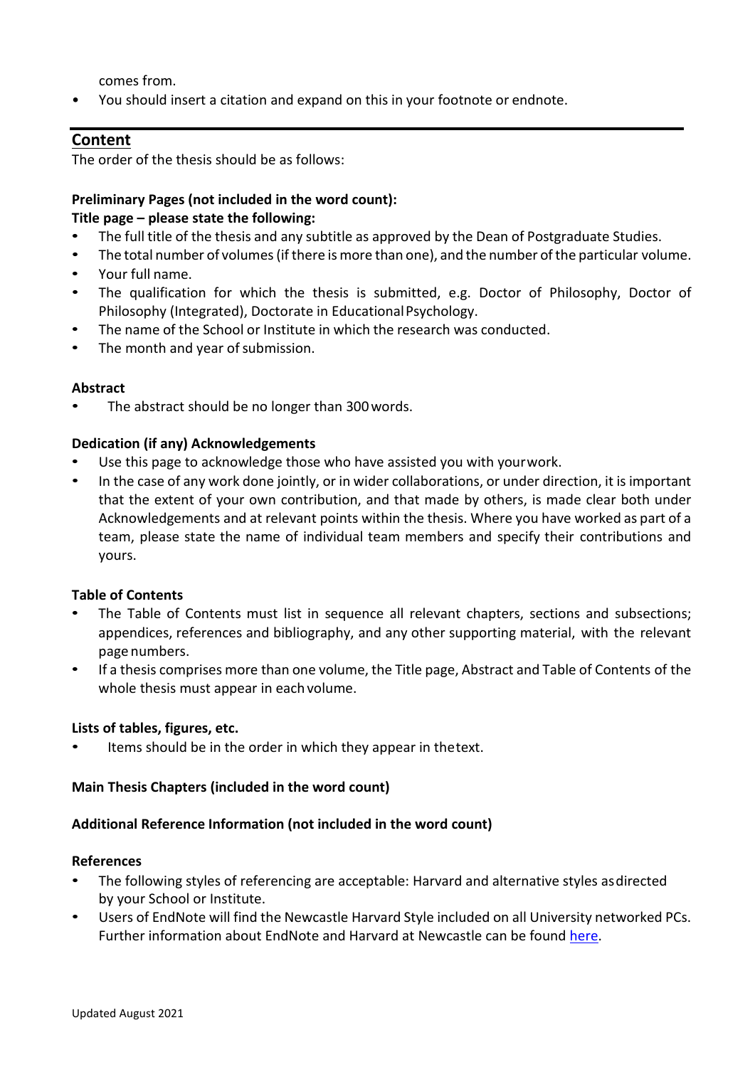comes from.

- You should insert a citation and expand on this in your footnote or endnote.

## Content

The order of the thesis should be as follows:

**Preliminary Pages (not included in the word count):**

**Title page – please state the following:**

- The full title of the thesis and any subtitle as approved by the Dean of Postgraduate Studies.
- The total number of volumes (if there is more than one), and the number of the particular volume.
- Your full name.
- The qualification for which the thesis is submitted, e.g. Doctor of Philosophy, Doctor of Philosophy (Integrated), Doctorate in Educational Psychology.
- The name of the School or Institute in which the research was conducted.
- The month and year of submission.

**Abstract**

- The abstract should be no longer than 300 words.

**Dedication (if any) Acknowledgements**

- Use this page to acknowledge those who have assisted you with your work.
- In the case of any work done jointly, or in wider collaborations, or under direction, it is important that the extent of your own contribution, and that made by others, is made clear both under Acknowledgements and at relevant points within the thesis. Where you have worked as part of a team, please state the name of individual team members and specify their contributions and yours.

**Table of Contents**

- The Table of Contents must list in sequence all relevant chapters, sections and subsections; appendices, references and bibliography, and any other supporting material, with the relevant page numbers.
- If a thesis comprises more than one volume, the Title page, Abstract and Table of Contents of the whole thesis must appear in each volume.

**Lists of tables, figures, etc.**

- Items should be in the order in which they appear in the text.

**Main Thesis Chapters (included in the word count)**

**Additional Reference Information (not included in the word count)**

**References**

- The following styles of referencing are acceptable: Harvard and alternative styles as directed by your School or Institute.
- Users of EndNote will find the Newcastle Harvard Style included on all University networked PCs. Further information about EndNote and Harvard at Newcastle can be found here.

Updated August 2021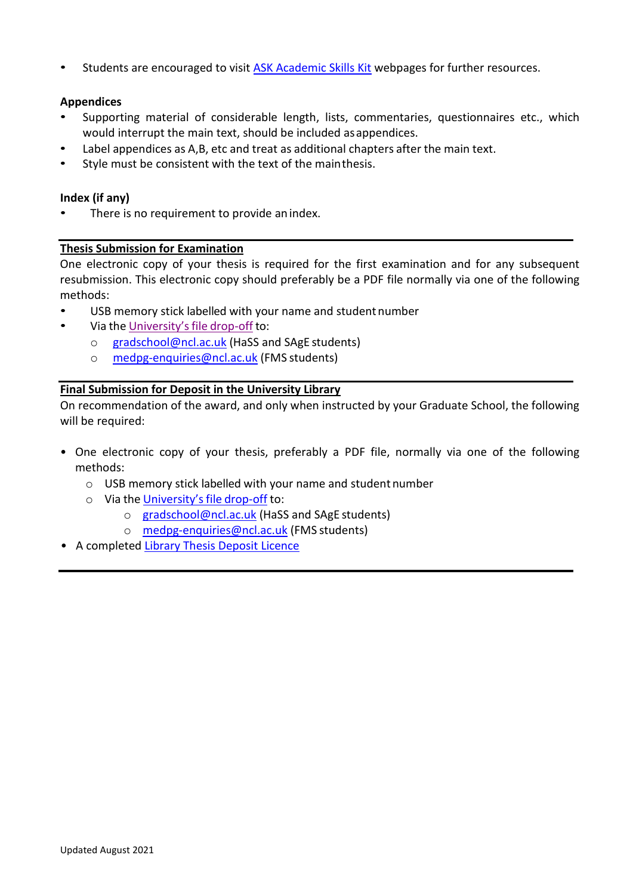- Students are encouraged to visit ASK Academic Skills Kit webpages for further resources.

**Appendices**

- Supporting material of considerable length, lists, commentaries, questionnaires etc., which would interrupt the main text, should be included as appendices.
- Label appendices as A,B, etc and treat as additional chapters after the main text.
- Style must be consistent with the text of the main thesis.

**Index (if any)**

- There is no requirement to provide an index.

---

**Thesis Submission for Examination**

One electronic copy of your thesis is required for the first examination and for any subsequent resubmission. This electronic copy should preferably be a PDF file normally via one of the following methods:

- USB memory stick labelled with your name and student number
- Via the University's file drop-off to:
  - gradschool@ncl.ac.uk (HaSS and SAgE students)
  - medpg-enquiries@ncl.ac.uk (FMS students)

---

**Final Submission for Deposit in the University Library**

On recommendation of the award, and only when instructed by your Graduate School, the following will be required:

- One electronic copy of your thesis, preferably a PDF file, normally via one of the following methods:
  - USB memory stick labelled with your name and student number
  - Via the University's file drop-off to:
    - gradschool@ncl.ac.uk (HaSS and SAgE students)
    - medpg-enquiries@ncl.ac.uk (FMS students)
- A completed Library Thesis Deposit Licence

---

Updated August 2021